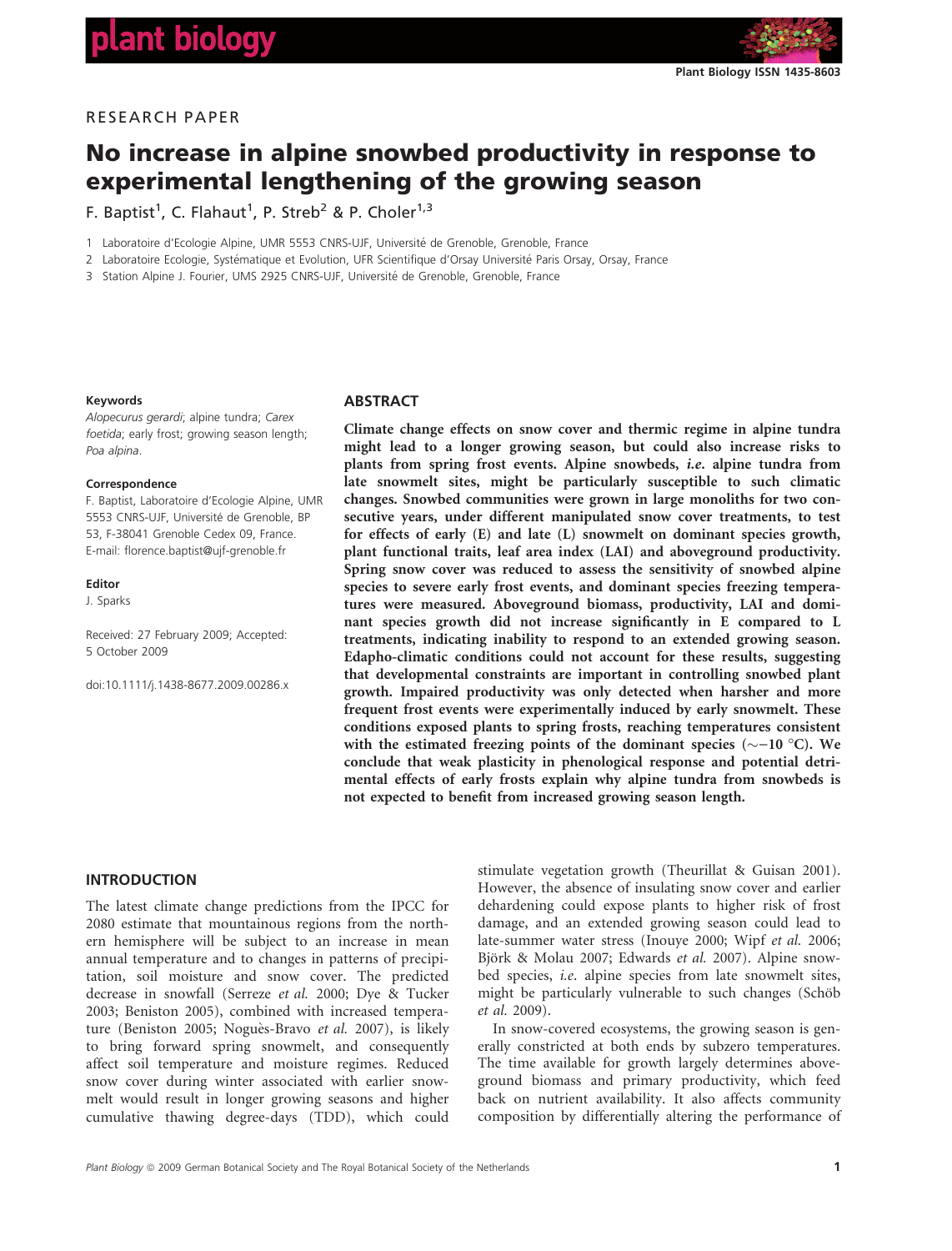RESEARCH PAPER

# No increase in alpine snowbed productivity in response to experimental lengthening of the growing season

F. Baptist[1], C. Flahaut[1], P. Streb[2] & P. Choler[1,3]

1 Laboratoire d'Ecologie Alpine, UMR 5553 CNRS-UJF, Université de Grenoble, Grenoble, France

2 Laboratoire Ecologie, Systématique et Evolution, UFR Scientifique d'Orsay Université Paris Orsay, Orsay, France

3 Station Alpine J. Fourier, UMS 2925 CNRS-UJF, Université de Grenoble, Grenoble, France

**Keywords**

*Alopecurus gerardi*; alpine tundra; *Carex foetida*; early frost; growing season length; *Poa alpina*.

**Correspondence**

F. Baptist, Laboratoire d'Ecologie Alpine, UMR 5553 CNRS-UJF, Université de Grenoble, BP 53, F-38041 Grenoble Cedex 09, France.
E-mail: florence.baptist@ujf-grenoble.fr

**Editor**

J. Sparks

Received: 27 February 2009; Accepted: 5 October 2009

doi:10.1111/j.1438-8677.2009.00286.x

## ABSTRACT

**Climate change effects on snow cover and thermic regime in alpine tundra might lead to a longer growing season, but could also increase risks to plants from spring frost events. Alpine snowbeds, *i.e.* alpine tundra from late snowmelt sites, might be particularly susceptible to such climatic changes. Snowbed communities were grown in large monoliths for two consecutive years, under different manipulated snow cover treatments, to test for effects of early (E) and late (L) snowmelt on dominant species growth, plant functional traits, leaf area index (LAI) and aboveground productivity. Spring snow cover was reduced to assess the sensitivity of snowbed alpine species to severe early frost events, and dominant species freezing temperatures were measured. Aboveground biomass, productivity, LAI and dominant species growth did not increase significantly in E compared to L treatments, indicating inability to respond to an extended growing season. Edapho-climatic conditions could not account for these results, suggesting that developmental constraints are important in controlling snowbed plant growth. Impaired productivity was only detected when harsher and more frequent frost events were experimentally induced by early snowmelt. These conditions exposed plants to spring frosts, reaching temperatures consistent with the estimated freezing points of the dominant species (∼−10 °C). We conclude that weak plasticity in phenological response and potential detrimental effects of early frosts explain why alpine tundra from snowbeds is not expected to benefit from increased growing season length.**

## INTRODUCTION

The latest climate change predictions from the IPCC for 2080 estimate that mountainous regions from the northern hemisphere will be subject to an increase in mean annual temperature and to changes in patterns of precipitation, soil moisture and snow cover. The predicted decrease in snowfall (Serreze *et al.* 2000; Dye & Tucker 2003; Beniston 2005), combined with increased temperature (Beniston 2005; Nogués-Bravo *et al.* 2007), is likely to bring forward spring snowmelt, and consequently affect soil temperature and moisture regimes. Reduced snow cover during winter associated with earlier snowmelt would result in longer growing seasons and higher cumulative thawing degree-days (TDD), which could stimulate vegetation growth (Theurillat & Guisan 2001). However, the absence of insulating snow cover and earlier dehardening could expose plants to higher risk of frost damage, and an extended growing season could lead to late-summer water stress (Inouye 2000; Wipf *et al.* 2006; Björk & Molau 2007; Edwards *et al.* 2007). Alpine snowbed species, *i.e.* alpine species from late snowmelt sites, might be particularly vulnerable to such changes (Schöb *et al.* 2009).

In snow-covered ecosystems, the growing season is generally constricted at both ends by subzero temperatures. The time available for growth largely determines aboveground biomass and primary productivity, which feed back on nutrient availability. It also affects community composition by differentially altering the performance of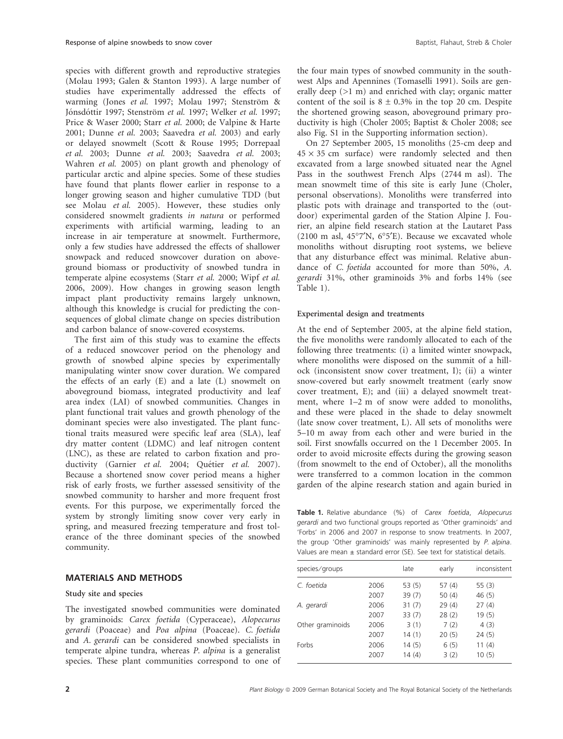species with different growth and reproductive strategies (Molau 1993; Galen & Stanton 1993). A large number of studies have experimentally addressed the effects of warming (Jones *et al.* 1997; Molau 1997; Stenström & Jónsdóttir 1997; Stenström *et al.* 1997; Welker *et al.* 1997; Price & Waser 2000; Starr *et al.* 2000; de Valpine & Harte 2001; Dunne *et al.* 2003; Saavedra *et al.* 2003) and early or delayed snowmelt (Scott & Rouse 1995; Dorrepaal *et al.* 2003; Dunne *et al.* 2003; Saavedra *et al.* 2003; Wahren *et al.* 2005) on plant growth and phenology of particular arctic and alpine species. Some of these studies have found that plants flower earlier in response to a longer growing season and higher cumulative TDD (but see Molau *et al.* 2005). However, these studies only considered snowmelt gradients *in natura* or performed experiments with artificial warming, leading to an increase in air temperature at snowmelt. Furthermore, only a few studies have addressed the effects of shallower snowpack and reduced snowcover duration on aboveground biomass or productivity of snowbed tundra in temperate alpine ecosystems (Starr *et al.* 2000; Wipf *et al.* 2006, 2009). How changes in growing season length impact plant productivity remains largely unknown, although this knowledge is crucial for predicting the consequences of global climate change on species distribution and carbon balance of snow-covered ecosystems.

The first aim of this study was to examine the effects of a reduced snowcover period on the phenology and growth of snowbed alpine species by experimentally manipulating winter snow cover duration. We compared the effects of an early (E) and a late (L) snowmelt on aboveground biomass, integrated productivity and leaf area index (LAI) of snowbed communities. Changes in plant functional trait values and growth phenology of the dominant species were also investigated. The plant functional traits measured were specific leaf area (SLA), leaf dry matter content (LDMC) and leaf nitrogen content (LNC), as these are related to carbon fixation and productivity (Garnier *et al.* 2004; Quétier *et al.* 2007). Because a shortened snow cover period means a higher risk of early frosts, we further assessed sensitivity of the snowbed community to harsher and more frequent frost events. For this purpose, we experimentally forced the system by strongly limiting snow cover very early in spring, and measured freezing temperature and frost tolerance of the three dominant species of the snowbed community.

## MATERIALS AND METHODS

### Study site and species

The investigated snowbed communities were dominated by graminoids: *Carex foetida* (Cyperaceae), *Alopecurus gerardi* (Poaceae) and *Poa alpina* (Poaceae). *C. foetida* and *A. gerardi* can be considered snowbed specialists in temperate alpine tundra, whereas *P. alpina* is a generalist species. These plant communities correspond to one of the four main types of snowbed community in the southwest Alps and Apennines (Tomaselli 1991). Soils are generally deep (>1 m) and enriched with clay; organic matter content of the soil is 8 ± 0.3% in the top 20 cm. Despite the shortened growing season, aboveground primary productivity is high (Choler 2005; Baptist & Choler 2008; see also Fig. S1 in the Supporting information section).

On 27 September 2005, 15 monoliths (25-cm deep and 45 × 35 cm surface) were randomly selected and then excavated from a large snowbed situated near the Agnel Pass in the southwest French Alps (2744 m asl). The mean snowmelt time of this site is early June (Choler, personal observations). Monoliths were transferred into plastic pots with drainage and transported to the (outdoor) experimental garden of the Station Alpine J. Fourier, an alpine field research station at the Lautaret Pass (2100 m asl, 45°7′N, 6°5′E). Because we excavated whole monoliths without disrupting root systems, we believe that any disturbance effect was minimal. Relative abundance of *C. foetida* accounted for more than 50%, *A. gerardi* 31%, other graminoids 3% and forbs 14% (see Table 1).

### Experimental design and treatments

At the end of September 2005, at the alpine field station, the five monoliths were randomly allocated to each of the following three treatments: (i) a limited winter snowpack, where monoliths were disposed on the summit of a hillock (inconsistent snow cover treatment, I); (ii) a winter snow-covered but early snowmelt treatment (early snow cover treatment, E); and (iii) a delayed snowmelt treatment, where 1–2 m of snow were added to monoliths, and these were placed in the shade to delay snowmelt (late snow cover treatment, L). All sets of monoliths were 5–10 m away from each other and were buried in the soil. First snowfalls occurred on the 1 December 2005. In order to avoid microsite effects during the growing season (from snowmelt to the end of October), all the monoliths were transferred to a common location in the common garden of the alpine research station and again buried in

**Table 1.** Relative abundance (%) of *Carex foetida*, *Alopecurus gerardi* and two functional groups reported as 'Other graminoids' and 'Forbs' in 2006 and 2007 in response to snow treatments. In 2007, the group 'Other graminoids' was mainly represented by *P. alpina*. Values are mean ± standard error (SE). See text for statistical details.

| species/groups | | late | early | inconsistent |
|---|---|---|---|---|
| *C. foetida* | 2006 | 53 (5) | 57 (4) | 55 (3) |
| | 2007 | 39 (7) | 50 (4) | 46 (5) |
| *A. gerardi* | 2006 | 31 (7) | 29 (4) | 27 (4) |
| | 2007 | 33 (7) | 28 (2) | 19 (5) |
| Other graminoids | 2006 | 3 (1) | 7 (2) | 4 (3) |
| | 2007 | 14 (1) | 20 (5) | 24 (5) |
| Forbs | 2006 | 14 (5) | 6 (5) | 11 (4) |
| | 2007 | 14 (4) | 3 (2) | 10 (5) |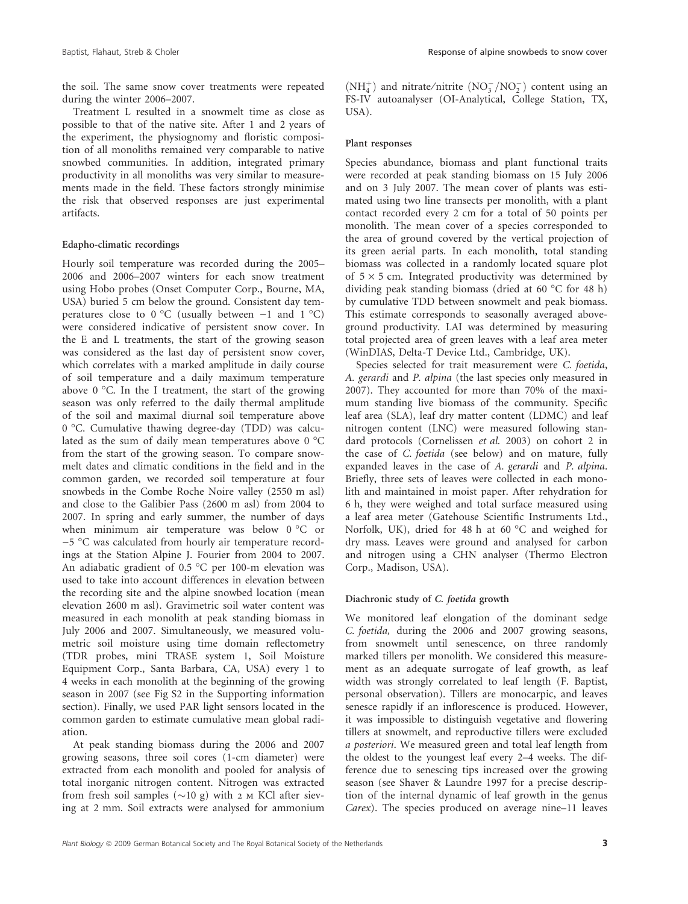the soil. The same snow cover treatments were repeated during the winter 2006–2007.

Treatment L resulted in a snowmelt time as close as possible to that of the native site. After 1 and 2 years of the experiment, the physiognomy and floristic composition of all monoliths remained very comparable to native snowbed communities. In addition, integrated primary productivity in all monoliths was very similar to measurements made in the field. These factors strongly minimise the risk that observed responses are just experimental artifacts.

### Edapho-climatic recordings

Hourly soil temperature was recorded during the 2005–2006 and 2006–2007 winters for each snow treatment using Hobo probes (Onset Computer Corp., Bourne, MA, USA) buried 5 cm below the ground. Consistent day temperatures close to 0 °C (usually between −1 and 1 °C) were considered indicative of persistent snow cover. In the E and L treatments, the start of the growing season was considered as the last day of persistent snow cover, which correlates with a marked amplitude in daily course of soil temperature and a daily maximum temperature above 0 °C. In the I treatment, the start of the growing season was only referred to the daily thermal amplitude of the soil and maximal diurnal soil temperature above 0 °C. Cumulative thawing degree-day (TDD) was calculated as the sum of daily mean temperatures above 0 °C from the start of the growing season. To compare snowmelt dates and climatic conditions in the field and in the common garden, we recorded soil temperature at four snowbeds in the Combe Roche Noire valley (2550 m asl) and close to the Galibier Pass (2600 m asl) from 2004 to 2007. In spring and early summer, the number of days when minimum air temperature was below 0 °C or −5 °C was calculated from hourly air temperature recordings at the Station Alpine J. Fourier from 2004 to 2007. An adiabatic gradient of 0.5 °C per 100-m elevation was used to take into account differences in elevation between the recording site and the alpine snowbed location (mean elevation 2600 m asl). Gravimetric soil water content was measured in each monolith at peak standing biomass in July 2006 and 2007. Simultaneously, we measured volumetric soil moisture using time domain reflectometry (TDR probes, mini TRASE system 1, Soil Moisture Equipment Corp., Santa Barbara, CA, USA) every 1 to 4 weeks in each monolith at the beginning of the growing season in 2007 (see Fig S2 in the Supporting information section). Finally, we used PAR light sensors located in the common garden to estimate cumulative mean global radiation.

At peak standing biomass during the 2006 and 2007 growing seasons, three soil cores (1-cm diameter) were extracted from each monolith and pooled for analysis of total inorganic nitrogen content. Nitrogen was extracted from fresh soil samples (~10 g) with 2 M KCl after sieving at 2 mm. Soil extracts were analysed for ammonium ($NH_4^+$) and nitrate/nitrite ($NO_3^-/NO_2^-$) content using an FS-IV autoanalyser (OI-Analytical, College Station, TX, USA).

### Plant responses

Species abundance, biomass and plant functional traits were recorded at peak standing biomass on 15 July 2006 and on 3 July 2007. The mean cover of plants was estimated using two line transects per monolith, with a plant contact recorded every 2 cm for a total of 50 points per monolith. The mean cover of a species corresponded to the area of ground covered by the vertical projection of its green aerial parts. In each monolith, total standing biomass was collected in a randomly located square plot of 5 × 5 cm. Integrated productivity was determined by dividing peak standing biomass (dried at 60 °C for 48 h) by cumulative TDD between snowmelt and peak biomass. This estimate corresponds to seasonally averaged aboveground productivity. LAI was determined by measuring total projected area of green leaves with a leaf area meter (WinDIAS, Delta-T Device Ltd., Cambridge, UK).

Species selected for trait measurement were *C. foetida*, *A. gerardi* and *P. alpina* (the last species only measured in 2007). They accounted for more than 70% of the maximum standing live biomass of the community. Specific leaf area (SLA), leaf dry matter content (LDMC) and leaf nitrogen content (LNC) were measured following standard protocols (Cornelissen *et al.* 2003) on cohort 2 in the case of *C. foetida* (see below) and on mature, fully expanded leaves in the case of *A. gerardi* and *P. alpina*. Briefly, three sets of leaves were collected in each monolith and maintained in moist paper. After rehydration for 6 h, they were weighed and total surface measured using a leaf area meter (Gatehouse Scientific Instruments Ltd., Norfolk, UK), dried for 48 h at 60 °C and weighed for dry mass. Leaves were ground and analysed for carbon and nitrogen using a CHN analyser (Thermo Electron Corp., Madison, USA).

### Diachronic study of *C. foetida* growth

We monitored leaf elongation of the dominant sedge *C. foetida,* during the 2006 and 2007 growing seasons, from snowmelt until senescence, on three randomly marked tillers per monolith. We considered this measurement as an adequate surrogate of leaf growth, as leaf width was strongly correlated to leaf length (F. Baptist, personal observation). Tillers are monocarpic, and leaves senesce rapidly if an inflorescence is produced. However, it was impossible to distinguish vegetative and flowering tillers at snowmelt, and reproductive tillers were excluded *a posteriori*. We measured green and total leaf length from the oldest to the youngest leaf every 2–4 weeks. The difference due to senescing tips increased over the growing season (see Shaver & Laundre 1997 for a precise description of the internal dynamic of leaf growth in the genus *Carex*). The species produced on average nine–11 leaves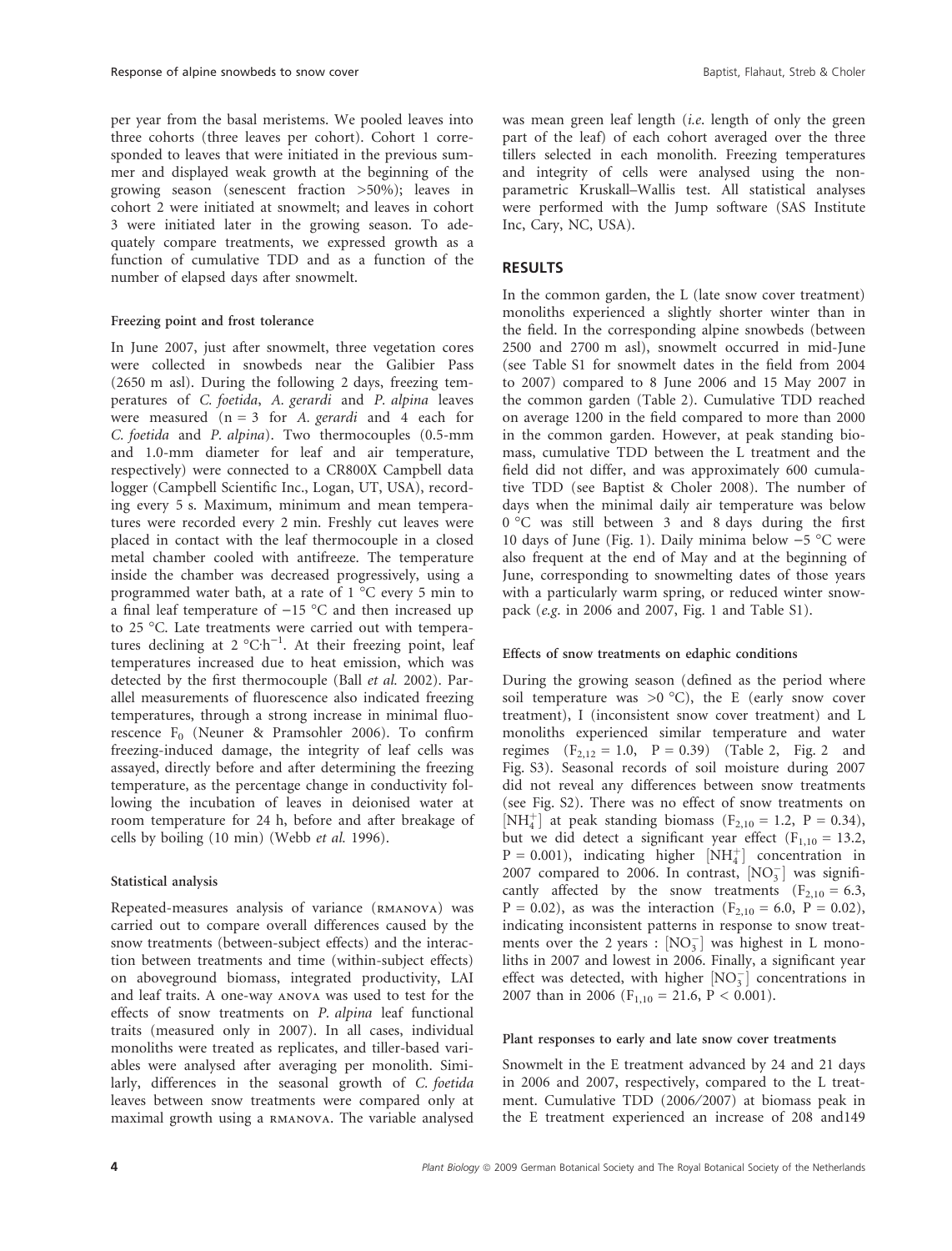per year from the basal meristems. We pooled leaves into three cohorts (three leaves per cohort). Cohort 1 corresponded to leaves that were initiated in the previous summer and displayed weak growth at the beginning of the growing season (senescent fraction >50%); leaves in cohort 2 were initiated at snowmelt; and leaves in cohort 3 were initiated later in the growing season. To adequately compare treatments, we expressed growth as a function of cumulative TDD and as a function of the number of elapsed days after snowmelt.

#### Freezing point and frost tolerance

In June 2007, just after snowmelt, three vegetation cores were collected in snowbeds near the Galibier Pass (2650 m asl). During the following 2 days, freezing temperatures of *C. foetida*, *A. gerardi* and *P. alpina* leaves were measured (n = 3 for *A. gerardi* and 4 each for *C. foetida* and *P. alpina*). Two thermocouples (0.5-mm and 1.0-mm diameter for leaf and air temperature, respectively) were connected to a CR800X Campbell data logger (Campbell Scientific Inc., Logan, UT, USA), recording every 5 s. Maximum, minimum and mean temperatures were recorded every 2 min. Freshly cut leaves were placed in contact with the leaf thermocouple in a closed metal chamber cooled with antifreeze. The temperature inside the chamber was decreased progressively, using a programmed water bath, at a rate of 1 °C every 5 min to a final leaf temperature of −15 °C and then increased up to 25 °C. Late treatments were carried out with temperatures declining at 2 $°C \cdot h^{-1}$. At their freezing point, leaf temperatures increased due to heat emission, which was detected by the first thermocouple (Ball *et al.* 2002). Parallel measurements of fluorescence also indicated freezing temperatures, through a strong increase in minimal fluorescence $F_0$ (Neuner & Pramsohler 2006). To confirm freezing-induced damage, the integrity of leaf cells was assayed, directly before and after determining the freezing temperature, as the percentage change in conductivity following the incubation of leaves in deionised water at room temperature for 24 h, before and after breakage of cells by boiling (10 min) (Webb *et al.* 1996).

#### Statistical analysis

Repeated-measures analysis of variance (RMANOVA) was carried out to compare overall differences caused by the snow treatments (between-subject effects) and the interaction between treatments and time (within-subject effects) on aboveground biomass, integrated productivity, LAI and leaf traits. A one-way ANOVA was used to test for the effects of snow treatments on *P. alpina* leaf functional traits (measured only in 2007). In all cases, individual monoliths were treated as replicates, and tiller-based variables were analysed after averaging per monolith. Similarly, differences in the seasonal growth of *C. foetida* leaves between snow treatments were compared only at maximal growth using a RMANOVA. The variable analysed was mean green leaf length (*i.e.* length of only the green part of the leaf) of each cohort averaged over the three tillers selected in each monolith. Freezing temperatures and integrity of cells were analysed using the non-parametric Kruskall–Wallis test. All statistical analyses were performed with the Jump software (SAS Institute Inc, Cary, NC, USA).

## RESULTS

In the common garden, the L (late snow cover treatment) monoliths experienced a slightly shorter winter than in the field. In the corresponding alpine snowbeds (between 2500 and 2700 m asl), snowmelt occurred in mid-June (see Table S1 for snowmelt dates in the field from 2004 to 2007) compared to 8 June 2006 and 15 May 2007 in the common garden (Table 2). Cumulative TDD reached on average 1200 in the field compared to more than 2000 in the common garden. However, at peak standing biomass, cumulative TDD between the L treatment and the field did not differ, and was approximately 600 cumulative TDD (see Baptist & Choler 2008). The number of days when the minimal daily air temperature was below 0 °C was still between 3 and 8 days during the first 10 days of June (Fig. 1). Daily minima below −5 °C were also frequent at the end of May and at the beginning of June, corresponding to snowmelting dates of those years with a particularly warm spring, or reduced winter snowpack (*e.g.* in 2006 and 2007, Fig. 1 and Table S1).

#### Effects of snow treatments on edaphic conditions

During the growing season (defined as the period where soil temperature was >0 °C), the E (early snow cover treatment), I (inconsistent snow cover treatment) and L monoliths experienced similar temperature and water regimes ($F_{2,12} = 1.0$, $P = 0.39$) (Table 2, Fig. 2 and Fig. S3). Seasonal records of soil moisture during 2007 did not reveal any differences between snow treatments (see Fig. S2). There was no effect of snow treatments on $[NH_4^+]$ at peak standing biomass ($F_{2,10} = 1.2$, $P = 0.34$), but we did detect a significant year effect ($F_{1,10} = 13.2$, $P = 0.001$), indicating higher $[NH_4^+]$ concentration in 2007 compared to 2006. In contrast, $[NO_3^-]$ was significantly affected by the snow treatments ($F_{2,10} = 6.3$, $P = 0.02$), as was the interaction ($F_{2,10} = 6.0$, $P = 0.02$), indicating inconsistent patterns in response to snow treatments over the 2 years : $[NO_3^-]$ was highest in L monoliths in 2007 and lowest in 2006. Finally, a significant year effect was detected, with higher $[NO_3^-]$ concentrations in 2007 than in 2006 ($F_{1,10} = 21.6$, $P < 0.001$).

#### Plant responses to early and late snow cover treatments

Snowmelt in the E treatment advanced by 24 and 21 days in 2006 and 2007, respectively, compared to the L treatment. Cumulative TDD (2006/2007) at biomass peak in the E treatment experienced an increase of 208 and149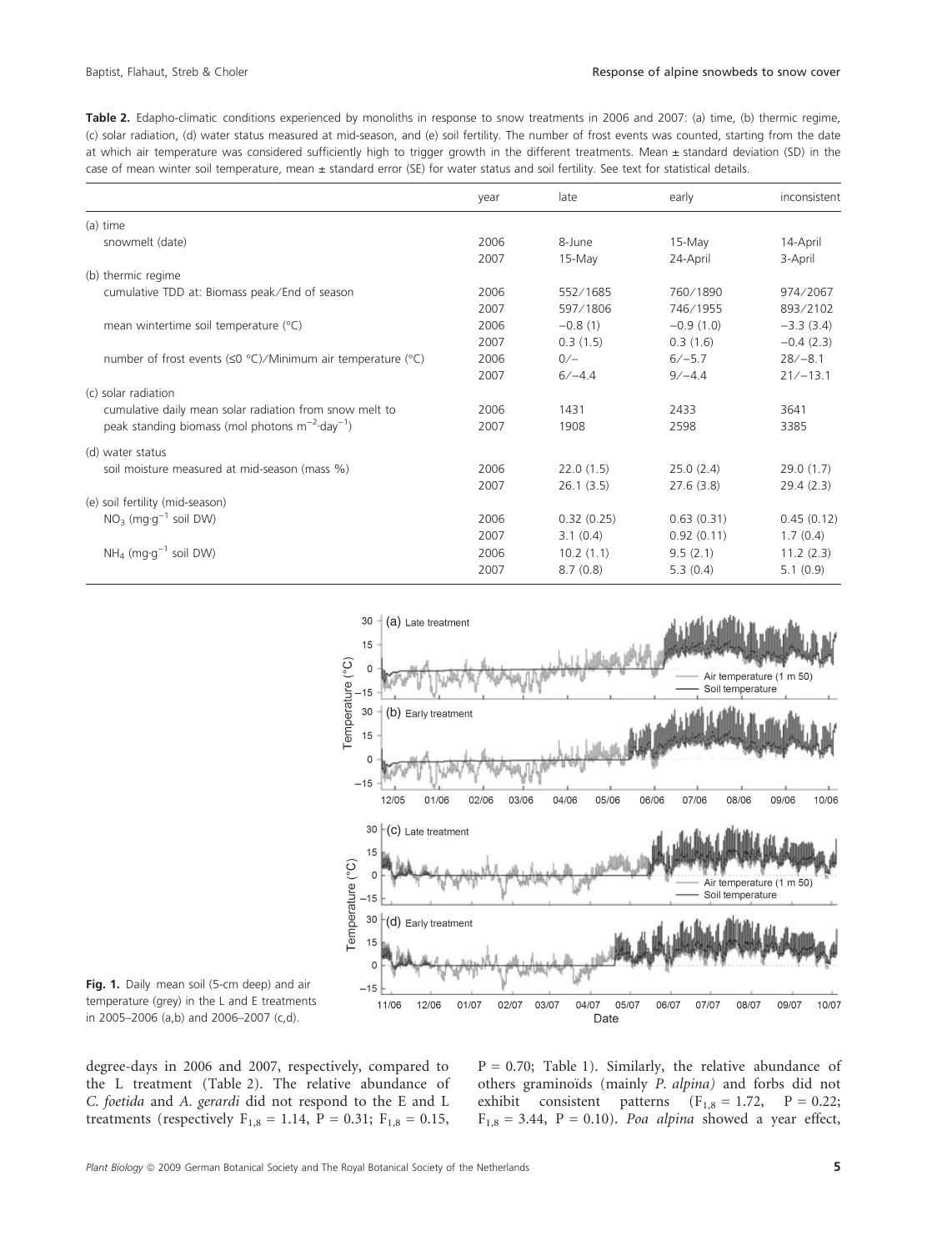**Table 2.** Edapho-climatic conditions experienced by monoliths in response to snow treatments in 2006 and 2007: (a) time, (b) thermic regime, (c) solar radiation, (d) water status measured at mid-season, and (e) soil fertility. The number of frost events was counted, starting from the date at which air temperature was considered sufficiently high to trigger growth in the different treatments. Mean ± standard deviation (SD) in the case of mean winter soil temperature, mean ± standard error (SE) for water status and soil fertility. See text for statistical details.

| | year | late | early | inconsistent |
|---|---|---|---|---|
| (a) time | | | | |
| snowmelt (date) | 2006 | 8-June | 15-May | 14-April |
| | 2007 | 15-May | 24-April | 3-April |
| (b) thermic regime | | | | |
| cumulative TDD at: Biomass peak/End of season | 2006 | 552/1685 | 760/1890 | 974/2067 |
| | 2007 | 597/1806 | 746/1955 | 893/2102 |
| mean wintertime soil temperature (°C) | 2006 | −0.8 (1) | −0.9 (1.0) | −3.3 (3.4) |
| | 2007 | 0.3 (1.5) | 0.3 (1.6) | −0.4 (2.3) |
| number of frost events (≤0 °C)/Minimum air temperature (°C) | 2006 | 0/– | 6/−5.7 | 28/−8.1 |
| | 2007 | 6/−4.4 | 9/−4.4 | 21/−13.1 |
| (c) solar radiation | | | | |
| cumulative daily mean solar radiation from snow melt to | 2006 | 1431 | 2433 | 3641 |
| peak standing biomass (mol photons $m^{-2} \cdot day^{-1}$) | 2007 | 1908 | 2598 | 3385 |
| (d) water status | | | | |
| soil moisture measured at mid-season (mass %) | 2006 | 22.0 (1.5) | 25.0 (2.4) | 29.0 (1.7) |
| | 2007 | 26.1 (3.5) | 27.6 (3.8) | 29.4 (2.3) |
| (e) soil fertility (mid-season) | | | | |
| $NO_3$ ($mg \cdot g^{-1}$ soil DW) | 2006 | 0.32 (0.25) | 0.63 (0.31) | 0.45 (0.12) |
| | 2007 | 3.1 (0.4) | 0.92 (0.11) | 1.7 (0.4) |
| $NH_4$ ($mg \cdot g^{-1}$ soil DW) | 2006 | 10.2 (1.1) | 9.5 (2.1) | 11.2 (2.3) |
| | 2007 | 8.7 (0.8) | 5.3 (0.4) | 5.1 (0.9) |

**Fig. 1.** Daily mean soil (5-cm deep) and air temperature (grey) in the L and E treatments in 2005–2006 (a,b) and 2006–2007 (c,d).

degree-days in 2006 and 2007, respectively, compared to the L treatment (Table 2). The relative abundance of *C. foetida* and *A. gerardi* did not respond to the E and L treatments (respectively $F_{1,8} = 1.14$, $P = 0.31$; $F_{1,8} = 0.15$, $P = 0.70$; Table 1). Similarly, the relative abundance of others graminoïds (mainly *P. alpina)* and forbs did not exhibit consistent patterns ($F_{1,8} = 1.72$, $P = 0.22$; $F_{1,8} = 3.44$, $P = 0.10$). *Poa alpina* showed a year effect,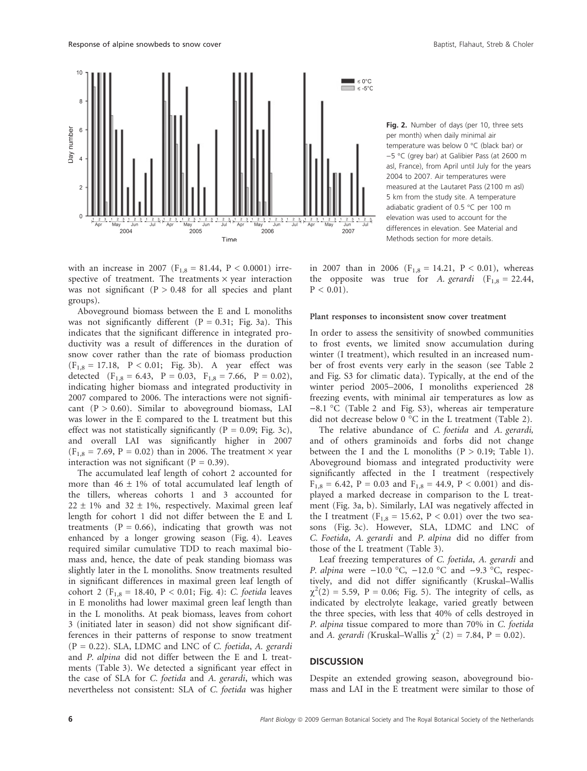Fig. 2. Number of days (per 10, three sets per month) when daily minimal air temperature was below 0 °C (black bar) or −5 °C (grey bar) at Galibier Pass (at 2600 m asl, France), from April until July for the years 2004 to 2007. Air temperatures were measured at the Lautaret Pass (2100 m asl) 5 km from the study site. A temperature adiabatic gradient of 0.5 °C per 100 m elevation was used to account for the differences in elevation. See Material and Methods section for more details.

with an increase in 2007 ($F_{1,8} = 81.44$, $P < 0.0001$) irrespective of treatment. The treatments × year interaction was not significant ($P > 0.48$ for all species and plant groups).

Aboveground biomass between the E and L monoliths was not significantly different ($P = 0.31$; Fig. 3a). This indicates that the significant difference in integrated productivity was a result of differences in the duration of snow cover rather than the rate of biomass production ($F_{1,8} = 17.18$, $P < 0.01$; Fig. 3b). A year effect was detected ($F_{1,8} = 6.43$, $P = 0.03$, $F_{1,8} = 7.66$, $P = 0.02$), indicating higher biomass and integrated productivity in 2007 compared to 2006. The interactions were not significant ($P > 0.60$). Similar to aboveground biomass, LAI was lower in the E compared to the L treatment but this effect was not statistically significant ($P = 0.09$; Fig. 3c), and overall LAI was significantly higher in 2007 ($F_{1,8} = 7.69$, $P = 0.02$) than in 2006. The treatment × year interaction was not significant ($P = 0.39$).

The accumulated leaf length of cohort 2 accounted for more than 46 ± 1% of total accumulated leaf length of the tillers, whereas cohorts 1 and 3 accounted for 22 ± 1% and 32 ± 1%, respectively. Maximal green leaf length for cohort 1 did not differ between the E and L treatments ($P = 0.66$), indicating that growth was not enhanced by a longer growing season (Fig. 4). Leaves required similar cumulative TDD to reach maximal biomass and, hence, the date of peak standing biomass was slightly later in the L monoliths. Snow treatments resulted in significant differences in maximal green leaf length of cohort 2 ($F_{1,8} = 18.40$, $P < 0.01$; Fig. 4): *C. foetida* leaves in E monoliths had lower maximal green leaf length than in the L monoliths. At peak biomass, leaves from cohort 3 (initiated later in season) did not show significant differences in their patterns of response to snow treatment ($P = 0.22$). SLA, LDMC and LNC of *C. foetida*, *A. gerardi* and *P. alpina* did not differ between the E and L treatments (Table 3). We detected a significant year effect in the case of SLA for *C. foetida* and *A. gerardi*, which was nevertheless not consistent: SLA of *C. foetida* was higher in 2007 than in 2006 ($F_{1,8} = 14.21$, $P < 0.01$), whereas the opposite was true for *A. gerardi* ($F_{1,8} = 22.44$, $P < 0.01$).

#### Plant responses to inconsistent snow cover treatment

In order to assess the sensitivity of snowbed communities to frost events, we limited snow accumulation during winter (I treatment), which resulted in an increased number of frost events very early in the season (see Table 2 and Fig. S3 for climatic data). Typically, at the end of the winter period 2005–2006, I monoliths experienced 28 freezing events, with minimal air temperatures as low as −8.1 °C (Table 2 and Fig. S3), whereas air temperature did not decrease below 0 °C in the L treatment (Table 2).

The relative abundance of *C. foetida* and *A. gerardi*, and of others graminoïds and forbs did not change between the I and the L monoliths ($P > 0.19$; Table 1). Aboveground biomass and integrated productivity were significantly affected in the I treatment (respectively $F_{1,8} = 6.42$, $P = 0.03$ and $F_{1,8} = 44.9$, $P < 0.001$) and displayed a marked decrease in comparison to the L treatment (Fig. 3a, b). Similarly, LAI was negatively affected in the I treatment ($F_{1,8} = 15.62$, $P < 0.01$) over the two seasons (Fig. 3c). However, SLA, LDMC and LNC of *C. Foetida*, *A. gerardi* and *P. alpina* did no differ from those of the L treatment (Table 3).

Leaf freezing temperatures of *C. foetida*, *A. gerardi* and *P. alpina* were −10.0 °C, −12.0 °C and −9.3 °C, respectively, and did not differ significantly (Kruskal–Wallis $\chi^2(2) = 5.59$, $P = 0.06$; Fig. 5). The integrity of cells, as indicated by electrolyte leakage, varied greatly between the three species, with less that 40% of cells destroyed in *P. alpina* tissue compared to more than 70% in *C. foetida* and *A. gerardi* (Kruskal–Wallis $\chi^2$ (2) = 7.84, $P = 0.02$).

## DISCUSSION

Despite an extended growing season, aboveground biomass and LAI in the E treatment were similar to those of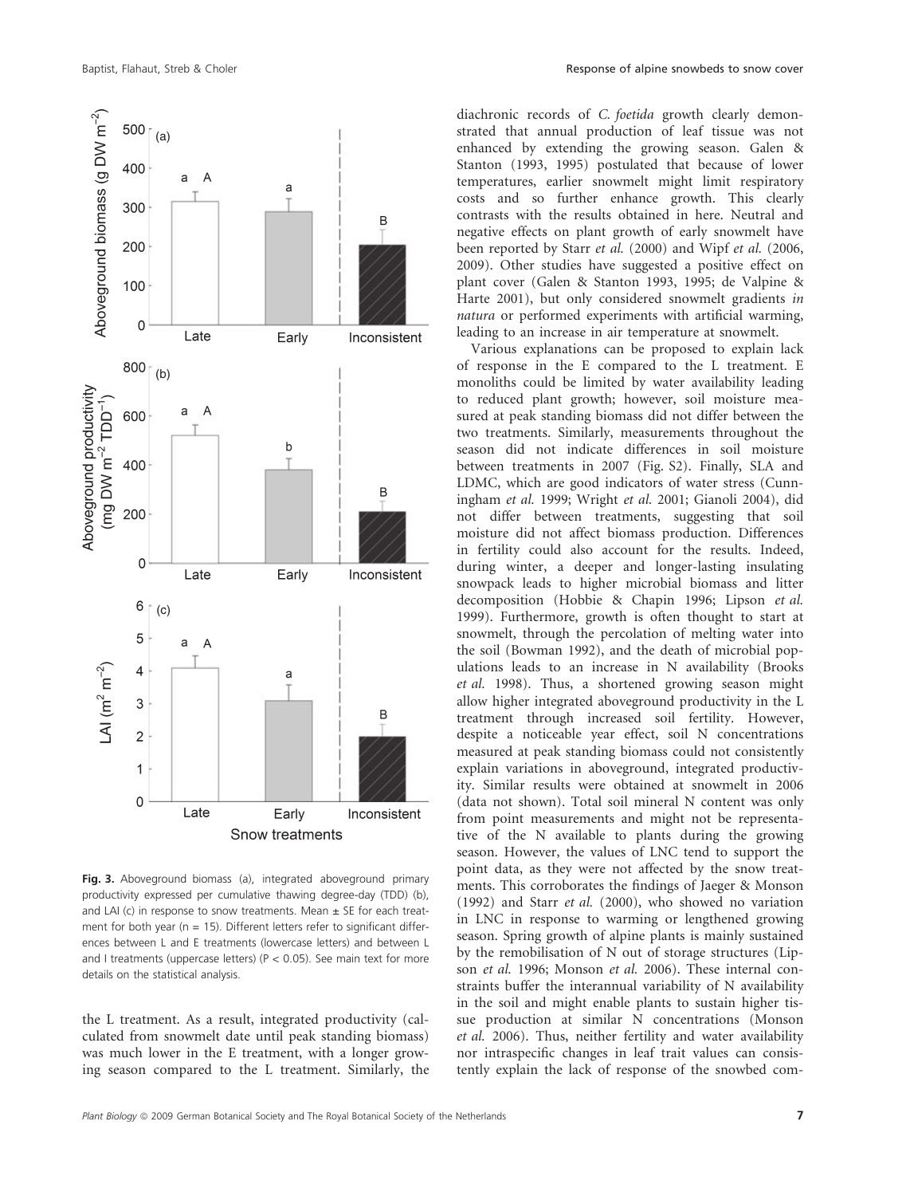**Fig. 3.** Aboveground biomass (a), integrated aboveground primary productivity expressed per cumulative thawing degree-day (TDD) (b), and LAI (c) in response to snow treatments. Mean ± SE for each treatment for both year (n = 15). Different letters refer to significant differences between L and E treatments (lowercase letters) and between L and I treatments (uppercase letters) ($P < 0.05$). See main text for more details on the statistical analysis.

the L treatment. As a result, integrated productivity (calculated from snowmelt date until peak standing biomass) was much lower in the E treatment, with a longer growing season compared to the L treatment. Similarly, the diachronic records of *C. foetida* growth clearly demonstrated that annual production of leaf tissue was not enhanced by extending the growing season. Galen & Stanton (1993, 1995) postulated that because of lower temperatures, earlier snowmelt might limit respiratory costs and so further enhance growth. This clearly contrasts with the results obtained in here. Neutral and negative effects on plant growth of early snowmelt have been reported by Starr *et al.* (2000) and Wipf *et al.* (2006, 2009). Other studies have suggested a positive effect on plant cover (Galen & Stanton 1993, 1995; de Valpine & Harte 2001), but only considered snowmelt gradients *in natura* or performed experiments with artificial warming, leading to an increase in air temperature at snowmelt.

Various explanations can be proposed to explain lack of response in the E compared to the L treatment. E monoliths could be limited by water availability leading to reduced plant growth; however, soil moisture measured at peak standing biomass did not differ between the two treatments. Similarly, measurements throughout the season did not indicate differences in soil moisture between treatments in 2007 (Fig. S2). Finally, SLA and LDMC, which are good indicators of water stress (Cunningham *et al.* 1999; Wright *et al.* 2001; Gianoli 2004), did not differ between treatments, suggesting that soil moisture did not affect biomass production. Differences in fertility could also account for the results. Indeed, during winter, a deeper and longer-lasting insulating snowpack leads to higher microbial biomass and litter decomposition (Hobbie & Chapin 1996; Lipson *et al.* 1999). Furthermore, growth is often thought to start at snowmelt, through the percolation of melting water into the soil (Bowman 1992), and the death of microbial populations leads to an increase in N availability (Brooks *et al.* 1998). Thus, a shortened growing season might allow higher integrated aboveground productivity in the L treatment through increased soil fertility. However, despite a noticeable year effect, soil N concentrations measured at peak standing biomass could not consistently explain variations in aboveground, integrated productivity. Similar results were obtained at snowmelt in 2006 (data not shown). Total soil mineral N content was only from point measurements and might not be representative of the N available to plants during the growing season. However, the values of LNC tend to support the point data, as they were not affected by the snow treatments. This corroborates the findings of Jaeger & Monson (1992) and Starr *et al.* (2000), who showed no variation in LNC in response to warming or lengthened growing season. Spring growth of alpine plants is mainly sustained by the remobilisation of N out of storage structures (Lipson *et al.* 1996; Monson *et al.* 2006). These internal constraints buffer the interannual variability of N availability in the soil and might enable plants to sustain higher tissue production at similar N concentrations (Monson *et al.* 2006). Thus, neither fertility and water availability nor intraspecific changes in leaf trait values can consistently explain the lack of response of the snowbed com-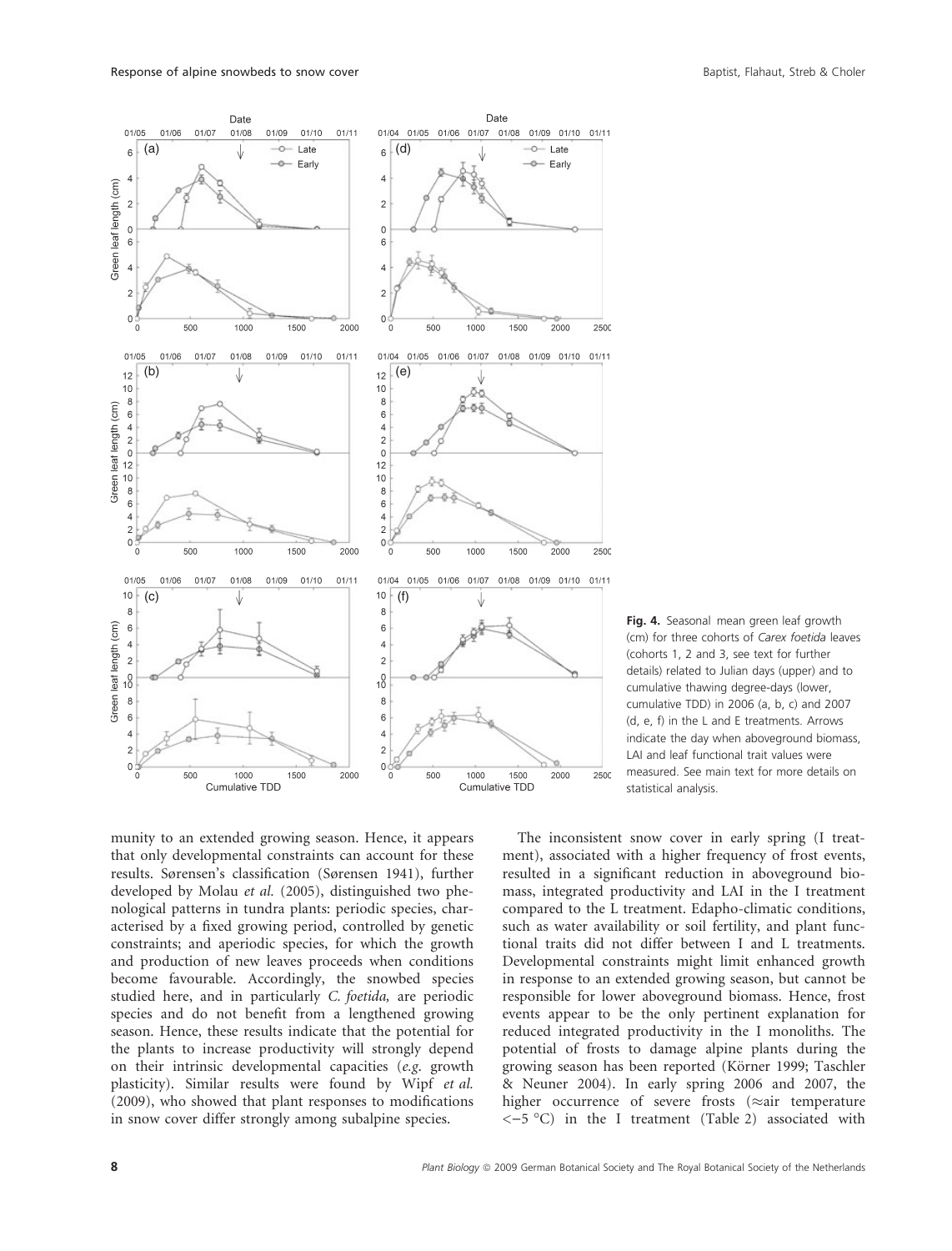Fig. 4. Seasonal mean green leaf growth (cm) for three cohorts of *Carex foetida* leaves (cohorts 1, 2 and 3, see text for further details) related to Julian days (upper) and to cumulative thawing degree-days (lower, cumulative TDD) in 2006 (a, b, c) and 2007 (d, e, f) in the L and E treatments. Arrows indicate the day when aboveground biomass, LAI and leaf functional trait values were measured. See main text for more details on statistical analysis.

munity to an extended growing season. Hence, it appears that only developmental constraints can account for these results. Sørensen's classification (Sørensen 1941), further developed by Molau *et al.* (2005), distinguished two phenological patterns in tundra plants: periodic species, characterised by a fixed growing period, controlled by genetic constraints; and aperiodic species, for which the growth and production of new leaves proceeds when conditions become favourable. Accordingly, the snowbed species studied here, and in particularly *C. foetida,* are periodic species and do not benefit from a lengthened growing season. Hence, these results indicate that the potential for the plants to increase productivity will strongly depend on their intrinsic developmental capacities (*e.g.* growth plasticity). Similar results were found by Wipf *et al.* (2009), who showed that plant responses to modifications in snow cover differ strongly among subalpine species.

The inconsistent snow cover in early spring (I treatment), associated with a higher frequency of frost events, resulted in a significant reduction in aboveground biomass, integrated productivity and LAI in the I treatment compared to the L treatment. Edapho-climatic conditions, such as water availability or soil fertility, and plant functional traits did not differ between I and L treatments. Developmental constraints might limit enhanced growth in response to an extended growing season, but cannot be responsible for lower aboveground biomass. Hence, frost events appear to be the only pertinent explanation for reduced integrated productivity in the I monoliths. The potential of frosts to damage alpine plants during the growing season has been reported (Körner 1999; Taschler & Neuner 2004). In early spring 2006 and 2007, the higher occurrence of severe frosts (≈air temperature <−5 °C) in the I treatment (Table 2) associated with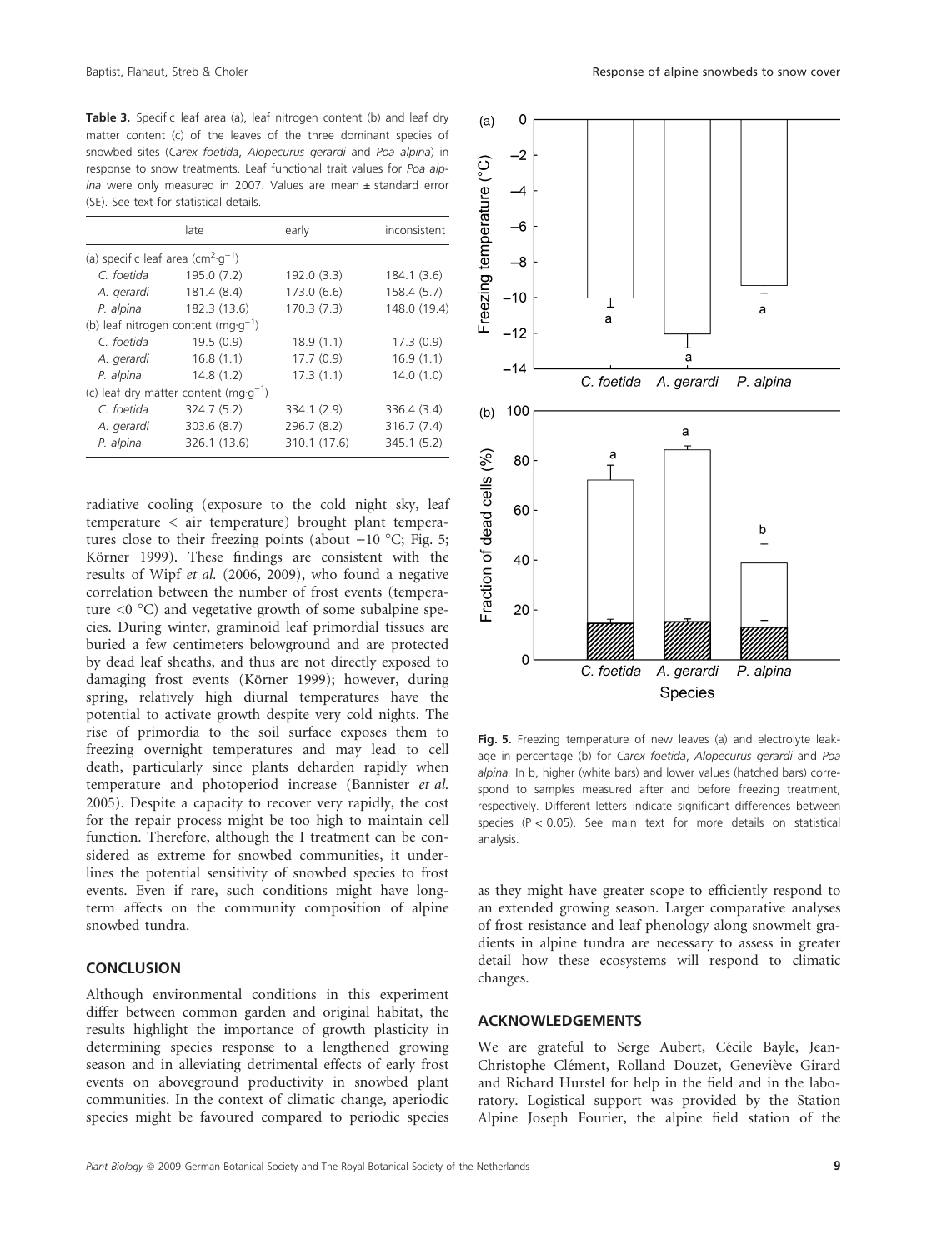**Table 3.** Specific leaf area (a), leaf nitrogen content (b) and leaf dry matter content (c) of the leaves of the three dominant species of snowbed sites (*Carex foetida*, *Alopecurus gerardi* and *Poa alpina*) in response to snow treatments. Leaf functional trait values for *Poa alpina* were only measured in 2007. Values are mean ± standard error (SE). See text for statistical details.

| | late | early | inconsistent |
|---|---|---|---|
| (a) specific leaf area ($cm^2 \cdot g^{-1}$) | | | |
| *C. foetida* | 195.0 (7.2) | 192.0 (3.3) | 184.1 (3.6) |
| *A. gerardi* | 181.4 (8.4) | 173.0 (6.6) | 158.4 (5.7) |
| *P. alpina* | 182.3 (13.6) | 170.3 (7.3) | 148.0 (19.4) |
| (b) leaf nitrogen content ($mg \cdot g^{-1}$) | | | |
| *C. foetida* | 19.5 (0.9) | 18.9 (1.1) | 17.3 (0.9) |
| *A. gerardi* | 16.8 (1.1) | 17.7 (0.9) | 16.9 (1.1) |
| *P. alpina* | 14.8 (1.2) | 17.3 (1.1) | 14.0 (1.0) |
| (c) leaf dry matter content ($mg \cdot g^{-1}$) | | | |
| *C. foetida* | 324.7 (5.2) | 334.1 (2.9) | 336.4 (3.4) |
| *A. gerardi* | 303.6 (8.7) | 296.7 (8.2) | 316.7 (7.4) |
| *P. alpina* | 326.1 (13.6) | 310.1 (17.6) | 345.1 (5.2) |

radiative cooling (exposure to the cold night sky, leaf temperature < air temperature) brought plant temperatures close to their freezing points (about −10 °C; Fig. 5; Körner 1999). These findings are consistent with the results of Wipf *et al.* (2006, 2009), who found a negative correlation between the number of frost events (temperature <0 °C) and vegetative growth of some subalpine species. During winter, graminoid leaf primordial tissues are buried a few centimeters belowground and are protected by dead leaf sheaths, and thus are not directly exposed to damaging frost events (Körner 1999); however, during spring, relatively high diurnal temperatures have the potential to activate growth despite very cold nights. The rise of primordia to the soil surface exposes them to freezing overnight temperatures and may lead to cell death, particularly since plants deharden rapidly when temperature and photoperiod increase (Bannister *et al.* 2005). Despite a capacity to recover very rapidly, the cost for the repair process might be too high to maintain cell function. Therefore, although the I treatment can be considered as extreme for snowbed communities, it underlines the potential sensitivity of snowbed species to frost events. Even if rare, such conditions might have long-term affects on the community composition of alpine snowbed tundra.

## CONCLUSION

Although environmental conditions in this experiment differ between common garden and original habitat, the results highlight the importance of growth plasticity in determining species response to a lengthened growing season and in alleviating detrimental effects of early frost events on aboveground productivity in snowbed plant communities. In the context of climatic change, aperiodic species might be favoured compared to periodic species as they might have greater scope to efficiently respond to an extended growing season. Larger comparative analyses of frost resistance and leaf phenology along snowmelt gradients in alpine tundra are necessary to assess in greater detail how these ecosystems will respond to climatic changes.

**Fig. 5.** Freezing temperature of new leaves (a) and electrolyte leakage in percentage (b) for *Carex foetida*, *Alopecurus gerardi* and *Poa alpina*. In b, higher (white bars) and lower values (hatched bars) correspond to samples measured after and before freezing treatment, respectively. Different letters indicate significant differences between species ($P < 0.05$). See main text for more details on statistical analysis.

## ACKNOWLEDGEMENTS

We are grateful to Serge Aubert, Cécile Bayle, Jean-Christophe Clément, Rolland Douzet, Geneviève Girard and Richard Hurstel for help in the field and in the laboratory. Logistical support was provided by the Station Alpine Joseph Fourier, the alpine field station of the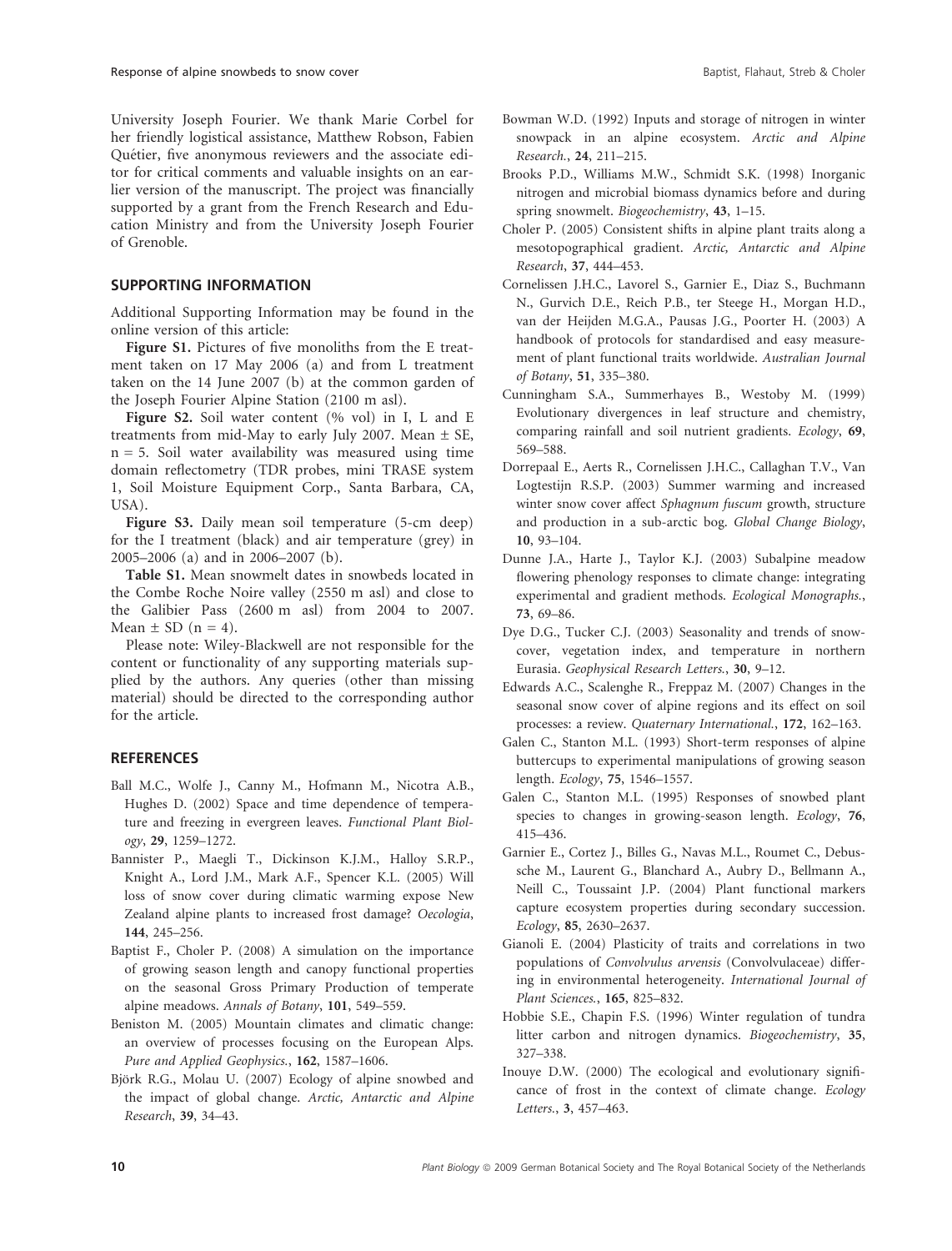University Joseph Fourier. We thank Marie Corbel for her friendly logistical assistance, Matthew Robson, Fabien Quétier, five anonymous reviewers and the associate editor for critical comments and valuable insights on an earlier version of the manuscript. The project was financially supported by a grant from the French Research and Education Ministry and from the University Joseph Fourier of Grenoble.

## SUPPORTING INFORMATION

Additional Supporting Information may be found in the online version of this article:

**Figure S1.** Pictures of five monoliths from the E treatment taken on 17 May 2006 (a) and from L treatment taken on the 14 June 2007 (b) at the common garden of the Joseph Fourier Alpine Station (2100 m asl).

**Figure S2.** Soil water content (% vol) in I, L and E treatments from mid-May to early July 2007. Mean ± SE, n = 5. Soil water availability was measured using time domain reflectometry (TDR probes, mini TRASE system 1, Soil Moisture Equipment Corp., Santa Barbara, CA, USA).

**Figure S3.** Daily mean soil temperature (5-cm deep) for the I treatment (black) and air temperature (grey) in 2005–2006 (a) and in 2006–2007 (b).

**Table S1.** Mean snowmelt dates in snowbeds located in the Combe Roche Noire valley (2550 m asl) and close to the Galibier Pass (2600 m asl) from 2004 to 2007. Mean ± SD (n = 4).

Please note: Wiley-Blackwell are not responsible for the content or functionality of any supporting materials supplied by the authors. Any queries (other than missing material) should be directed to the corresponding author for the article.

## REFERENCES

Ball M.C., Wolfe J., Canny M., Hofmann M., Nicotra A.B., Hughes D. (2002) Space and time dependence of temperature and freezing in evergreen leaves. *Functional Plant Biology*, **29**, 1259–1272.

Bannister P., Maegli T., Dickinson K.J.M., Halloy S.R.P., Knight A., Lord J.M., Mark A.F., Spencer K.L. (2005) Will loss of snow cover during climatic warming expose New Zealand alpine plants to increased frost damage? *Oecologia*, **144**, 245–256.

Baptist F., Choler P. (2008) A simulation on the importance of growing season length and canopy functional properties on the seasonal Gross Primary Production of temperate alpine meadows. *Annals of Botany*, **101**, 549–559.

Beniston M. (2005) Mountain climates and climatic change: an overview of processes focusing on the European Alps. *Pure and Applied Geophysics.*, **162**, 1587–1606.

Björk R.G., Molau U. (2007) Ecology of alpine snowbed and the impact of global change. *Arctic, Antarctic and Alpine Research*, **39**, 34–43.

Bowman W.D. (1992) Inputs and storage of nitrogen in winter snowpack in an alpine ecosystem. *Arctic and Alpine Research.*, **24**, 211–215.

Brooks P.D., Williams M.W., Schmidt S.K. (1998) Inorganic nitrogen and microbial biomass dynamics before and during spring snowmelt. *Biogeochemistry*, **43**, 1–15.

Choler P. (2005) Consistent shifts in alpine plant traits along a mesotopographical gradient. *Arctic, Antarctic and Alpine Research*, **37**, 444–453.

Cornelissen J.H.C., Lavorel S., Garnier E., Diaz S., Buchmann N., Gurvich D.E., Reich P.B., ter Steege H., Morgan H.D., van der Heijden M.G.A., Pausas J.G., Poorter H. (2003) A handbook of protocols for standardised and easy measurement of plant functional traits worldwide. *Australian Journal of Botany*, **51**, 335–380.

Cunningham S.A., Summerhayes B., Westoby M. (1999) Evolutionary divergences in leaf structure and chemistry, comparing rainfall and soil nutrient gradients. *Ecology*, **69**, 569–588.

Dorrepaal E., Aerts R., Cornelissen J.H.C., Callaghan T.V., Van Logtestijn R.S.P. (2003) Summer warming and increased winter snow cover affect *Sphagnum fuscum* growth, structure and production in a sub-arctic bog. *Global Change Biology*, **10**, 93–104.

Dunne J.A., Harte J., Taylor K.J. (2003) Subalpine meadow flowering phenology responses to climate change: integrating experimental and gradient methods. *Ecological Monographs.*, **73**, 69–86.

Dye D.G., Tucker C.J. (2003) Seasonality and trends of snow-cover, vegetation index, and temperature in northern Eurasia. *Geophysical Research Letters.*, **30**, 9–12.

Edwards A.C., Scalenghe R., Freppaz M. (2007) Changes in the seasonal snow cover of alpine regions and its effect on soil processes: a review. *Quaternary International.*, **172**, 162–163.

Galen C., Stanton M.L. (1993) Short-term responses of alpine buttercups to experimental manipulations of growing season length. *Ecology*, **75**, 1546–1557.

Galen C., Stanton M.L. (1995) Responses of snowbed plant species to changes in growing-season length. *Ecology*, **76**, 415–436.

Garnier E., Cortez J., Billes G., Navas M.L., Roumet C., Debussche M., Laurent G., Blanchard A., Aubry D., Bellmann A., Neill C., Toussaint J.P. (2004) Plant functional markers capture ecosystem properties during secondary succession. *Ecology*, **85**, 2630–2637.

Gianoli E. (2004) Plasticity of traits and correlations in two populations of *Convolvulus arvensis* (Convolvulaceae) differing in environmental heterogeneity. *International Journal of Plant Sciences.*, **165**, 825–832.

Hobbie S.E., Chapin F.S. (1996) Winter regulation of tundra litter carbon and nitrogen dynamics. *Biogeochemistry*, **35**, 327–338.

Inouye D.W. (2000) The ecological and evolutionary significance of frost in the context of climate change. *Ecology Letters.*, **3**, 457–463.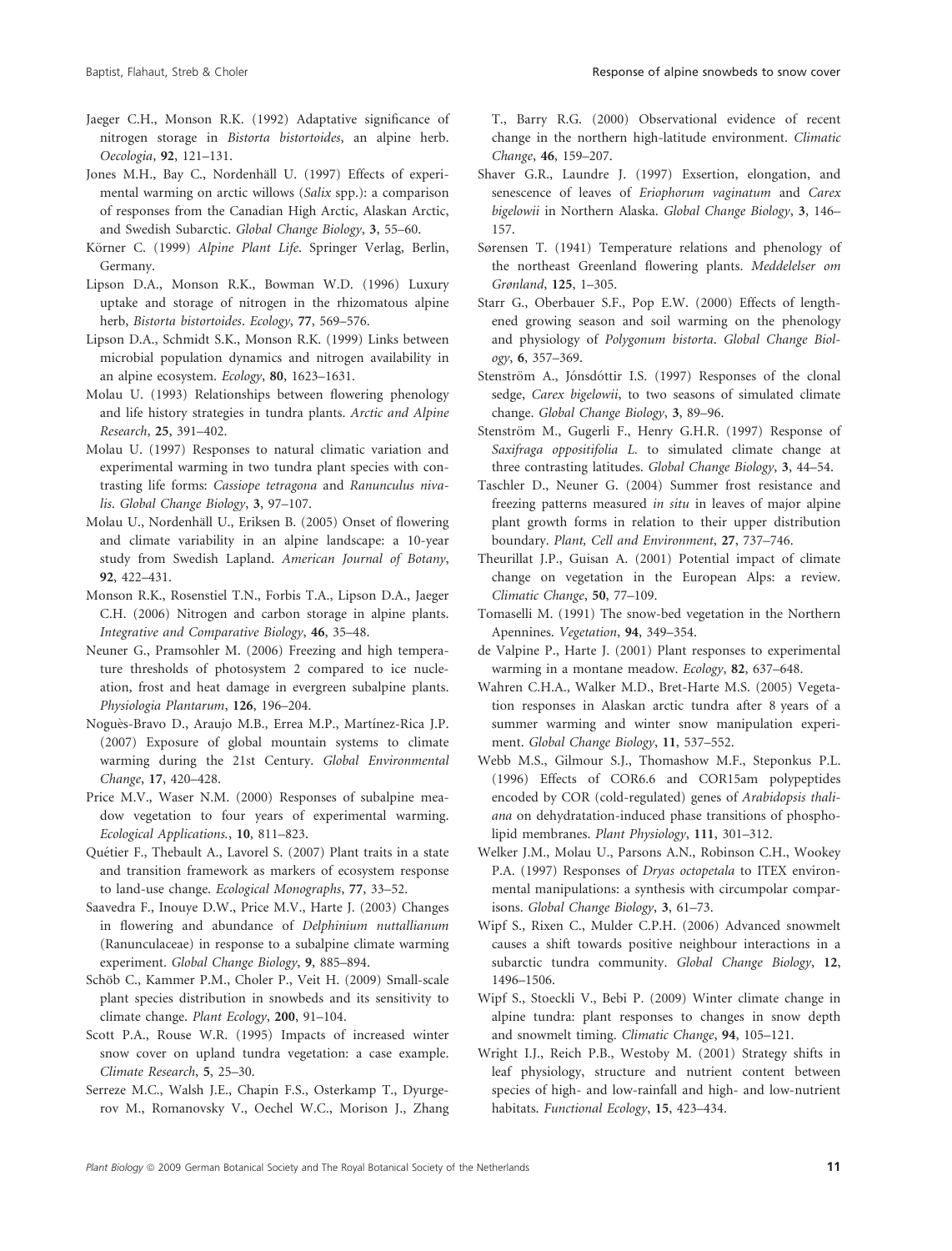Jaeger C.H., Monson R.K. (1992) Adaptative significance of nitrogen storage in *Bistorta bistortoides*, an alpine herb. *Oecologia*, **92**, 121–131.

Jones M.H., Bay C., Nordenhäll U. (1997) Effects of experimental warming on arctic willows (*Salix* spp.): a comparison of responses from the Canadian High Arctic, Alaskan Arctic, and Swedish Subarctic. *Global Change Biology*, **3**, 55–60.

Körner C. (1999) *Alpine Plant Life*. Springer Verlag, Berlin, Germany.

Lipson D.A., Monson R.K., Bowman W.D. (1996) Luxury uptake and storage of nitrogen in the rhizomatous alpine herb, *Bistorta bistortoides*. *Ecology*, **77**, 569–576.

Lipson D.A., Schmidt S.K., Monson R.K. (1999) Links between microbial population dynamics and nitrogen availability in an alpine ecosystem. *Ecology*, **80**, 1623–1631.

Molau U. (1993) Relationships between flowering phenology and life history strategies in tundra plants. *Arctic and Alpine Research*, **25**, 391–402.

Molau U. (1997) Responses to natural climatic variation and experimental warming in two tundra plant species with contrasting life forms: *Cassiope tetragona* and *Ranunculus nivalis*. *Global Change Biology*, **3**, 97–107.

Molau U., Nordenhäll U., Eriksen B. (2005) Onset of flowering and climate variability in an alpine landscape: a 10-year study from Swedish Lapland. *American Journal of Botany*, **92**, 422–431.

Monson R.K., Rosenstiel T.N., Forbis T.A., Lipson D.A., Jaeger C.H. (2006) Nitrogen and carbon storage in alpine plants. *Integrative and Comparative Biology*, **46**, 35–48.

Neuner G., Pramsohler M. (2006) Freezing and high temperature thresholds of photosystem 2 compared to ice nucleation, frost and heat damage in evergreen subalpine plants. *Physiologia Plantarum*, **126**, 196–204.

Nogués-Bravo D., Araujo M.B., Errea M.P., Martínez-Rica J.P. (2007) Exposure of global mountain systems to climate warming during the 21st Century. *Global Environmental Change*, **17**, 420–428.

Price M.V., Waser N.M. (2000) Responses of subalpine meadow vegetation to four years of experimental warming. *Ecological Applications.*, **10**, 811–823.

Quétier F., Thebault A., Lavorel S. (2007) Plant traits in a state and transition framework as markers of ecosystem response to land-use change. *Ecological Monographs*, **77**, 33–52.

Saavedra F., Inouye D.W., Price M.V., Harte J. (2003) Changes in flowering and abundance of *Delphinium nuttallianum* (Ranunculaceae) in response to a subalpine climate warming experiment. *Global Change Biology*, **9**, 885–894.

Schöb C., Kammer P.M., Choler P., Veit H. (2009) Small-scale plant species distribution in snowbeds and its sensitivity to climate change. *Plant Ecology*, **200**, 91–104.

Scott P.A., Rouse W.R. (1995) Impacts of increased winter snow cover on upland tundra vegetation: a case example. *Climate Research*, **5**, 25–30.

Serreze M.C., Walsh J.E., Chapin F.S., Osterkamp T., Dyurgerov M., Romanovsky V., Oechel W.C., Morison J., Zhang T., Barry R.G. (2000) Observational evidence of recent change in the northern high-latitude environment. *Climatic Change*, **46**, 159–207.

Shaver G.R., Laundre J. (1997) Exsertion, elongation, and senescence of leaves of *Eriophorum vaginatum* and *Carex bigelowii* in Northern Alaska. *Global Change Biology*, **3**, 146–157.

Sørensen T. (1941) Temperature relations and phenology of the northeast Greenland flowering plants. *Meddelelser om Grønland*, **125**, 1–305.

Starr G., Oberbauer S.F., Pop E.W. (2000) Effects of lengthened growing season and soil warming on the phenology and physiology of *Polygonum bistorta*. *Global Change Biology*, **6**, 357–369.

Stenström A., Jónsdóttir I.S. (1997) Responses of the clonal sedge, *Carex bigelowii*, to two seasons of simulated climate change. *Global Change Biology*, **3**, 89–96.

Stenström M., Gugerli F., Henry G.H.R. (1997) Response of *Saxifraga oppositifolia L.* to simulated climate change at three contrasting latitudes. *Global Change Biology*, **3**, 44–54.

Taschler D., Neuner G. (2004) Summer frost resistance and freezing patterns measured *in situ* in leaves of major alpine plant growth forms in relation to their upper distribution boundary. *Plant, Cell and Environment*, **27**, 737–746.

Theurillat J.P., Guisan A. (2001) Potential impact of climate change on vegetation in the European Alps: a review. *Climatic Change*, **50**, 77–109.

Tomaselli M. (1991) The snow-bed vegetation in the Northern Apennines. *Vegetation*, **94**, 349–354.

de Valpine P., Harte J. (2001) Plant responses to experimental warming in a montane meadow. *Ecology*, **82**, 637–648.

Wahren C.H.A., Walker M.D., Bret-Harte M.S. (2005) Vegetation responses in Alaskan arctic tundra after 8 years of a summer warming and winter snow manipulation experiment. *Global Change Biology*, **11**, 537–552.

Webb M.S., Gilmour S.J., Thomashow M.F., Steponkus P.L. (1996) Effects of COR6.6 and COR15am polypeptides encoded by COR (cold-regulated) genes of *Arabidopsis thaliana* on dehydratation-induced phase transitions of phospholipid membranes. *Plant Physiology*, **111**, 301–312.

Welker J.M., Molau U., Parsons A.N., Robinson C.H., Wookey P.A. (1997) Responses of *Dryas octopetala* to ITEX environmental manipulations: a synthesis with circumpolar comparisons. *Global Change Biology*, **3**, 61–73.

Wipf S., Rixen C., Mulder C.P.H. (2006) Advanced snowmelt causes a shift towards positive neighbour interactions in a subarctic tundra community. *Global Change Biology*, **12**, 1496–1506.

Wipf S., Stoeckli V., Bebi P. (2009) Winter climate change in alpine tundra: plant responses to changes in snow depth and snowmelt timing. *Climatic Change*, **94**, 105–121.

Wright I.J., Reich P.B., Westoby M. (2001) Strategy shifts in leaf physiology, structure and nutrient content between species of high- and low-rainfall and high- and low-nutrient habitats. *Functional Ecology*, **15**, 423–434.